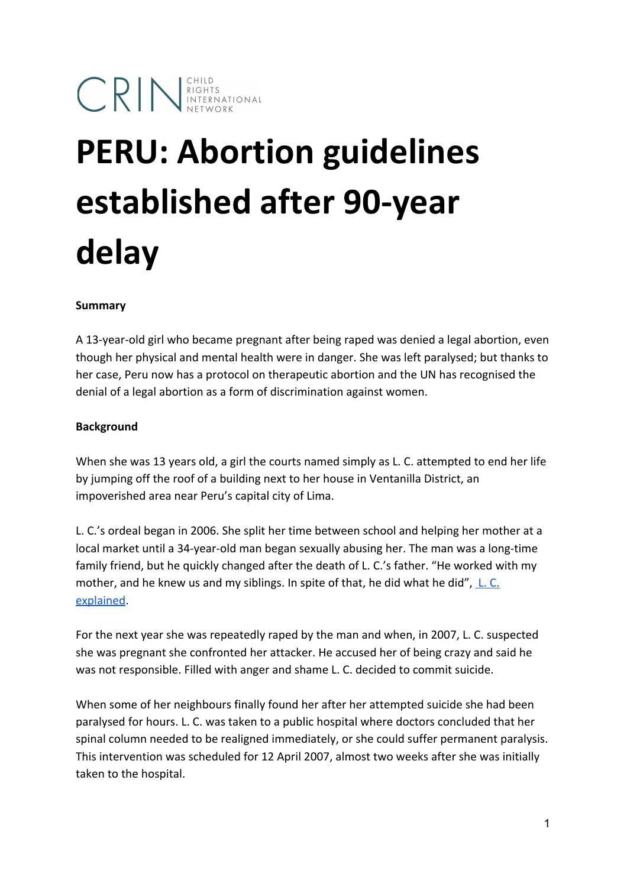CRIN CHILD RIGHTS INTERNATIONAL NETWORK

# PERU: Abortion guidelines established after 90-year delay

**Summary**

A 13-year-old girl who became pregnant after being raped was denied a legal abortion, even though her physical and mental health were in danger. She was left paralysed; but thanks to her case, Peru now has a protocol on therapeutic abortion and the UN has recognised the denial of a legal abortion as a form of discrimination against women.

**Background**

When she was 13 years old, a girl the courts named simply as L. C. attempted to end her life by jumping off the roof of a building next to her house in Ventanilla District, an impoverished area near Peru's capital city of Lima.

L. C.'s ordeal began in 2006. She split her time between school and helping her mother at a local market until a 34-year-old man began sexually abusing her. The man was a long-time family friend, but he quickly changed after the death of L. C.'s father. "He worked with my mother, and he knew us and my siblings. In spite of that, he did what he did", L. C. explained.

For the next year she was repeatedly raped by the man and when, in 2007, L. C. suspected she was pregnant she confronted her attacker. He accused her of being crazy and said he was not responsible. Filled with anger and shame L. C. decided to commit suicide.

When some of her neighbours finally found her after her attempted suicide she had been paralysed for hours. L. C. was taken to a public hospital where doctors concluded that her spinal column needed to be realigned immediately, or she could suffer permanent paralysis. This intervention was scheduled for 12 April 2007, almost two weeks after she was initially taken to the hospital.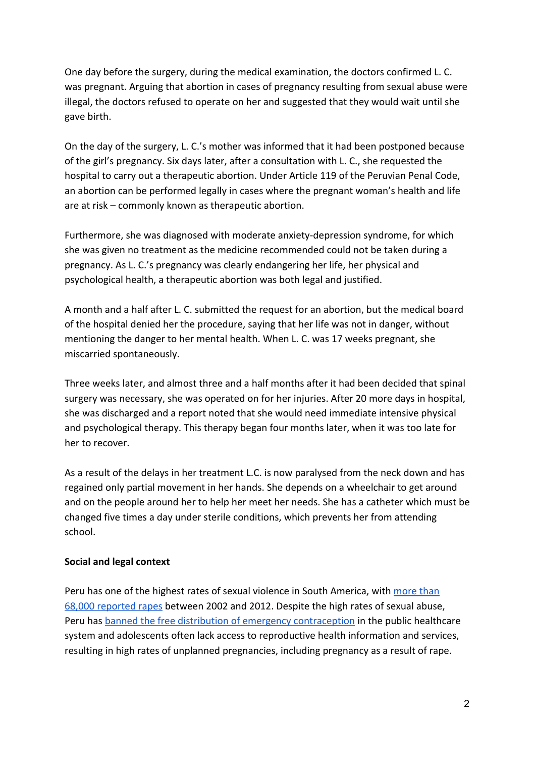One day before the surgery, during the medical examination, the doctors confirmed L. C. was pregnant. Arguing that abortion in cases of pregnancy resulting from sexual abuse were illegal, the doctors refused to operate on her and suggested that they would wait until she gave birth.

On the day of the surgery, L. C.'s mother was informed that it had been postponed because of the girl's pregnancy. Six days later, after a consultation with L. C., she requested the hospital to carry out a therapeutic abortion. Under Article 119 of the Peruvian Penal Code, an abortion can be performed legally in cases where the pregnant woman's health and life are at risk – commonly known as therapeutic abortion.

Furthermore, she was diagnosed with moderate anxiety-depression syndrome, for which she was given no treatment as the medicine recommended could not be taken during a pregnancy. As L. C.'s pregnancy was clearly endangering her life, her physical and psychological health, a therapeutic abortion was both legal and justified.

A month and a half after L. C. submitted the request for an abortion, but the medical board of the hospital denied her the procedure, saying that her life was not in danger, without mentioning the danger to her mental health. When L. C. was 17 weeks pregnant, she miscarried spontaneously.

Three weeks later, and almost three and a half months after it had been decided that spinal surgery was necessary, she was operated on for her injuries. After 20 more days in hospital, she was discharged and a report noted that she would need immediate intensive physical and psychological therapy. This therapy began four months later, when it was too late for her to recover.

As a result of the delays in her treatment L.C. is now paralysed from the neck down and has regained only partial movement in her hands. She depends on a wheelchair to get around and on the people around her to help her meet her needs. She has a catheter which must be changed five times a day under sterile conditions, which prevents her from attending school.

**Social and legal context**

Peru has one of the highest rates of sexual violence in South America, with more than 68,000 reported rapes between 2002 and 2012. Despite the high rates of sexual abuse, Peru has banned the free distribution of emergency contraception in the public healthcare system and adolescents often lack access to reproductive health information and services, resulting in high rates of unplanned pregnancies, including pregnancy as a result of rape.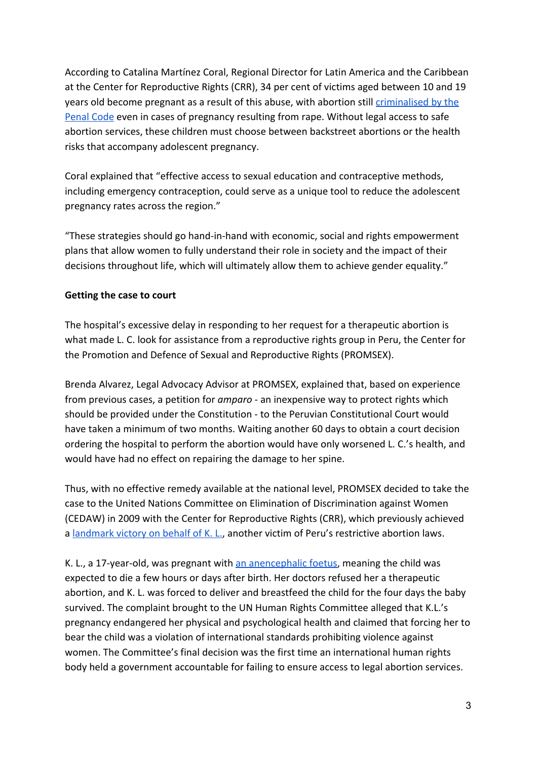According to Catalina Martínez Coral, Regional Director for Latin America and the Caribbean at the Center for Reproductive Rights (CRR), 34 per cent of victims aged between 10 and 19 years old become pregnant as a result of this abuse, with abortion still [criminalised by the Penal Code] even in cases of pregnancy resulting from rape. Without legal access to safe abortion services, these children must choose between backstreet abortions or the health risks that accompany adolescent pregnancy.

Coral explained that "effective access to sexual education and contraceptive methods, including emergency contraception, could serve as a unique tool to reduce the adolescent pregnancy rates across the region."

"These strategies should go hand-in-hand with economic, social and rights empowerment plans that allow women to fully understand their role in society and the impact of their decisions throughout life, which will ultimately allow them to achieve gender equality."

**Getting the case to court**

The hospital's excessive delay in responding to her request for a therapeutic abortion is what made L. C. look for assistance from a reproductive rights group in Peru, the Center for the Promotion and Defence of Sexual and Reproductive Rights (PROMSEX).

Brenda Alvarez, Legal Advocacy Advisor at PROMSEX, explained that, based on experience from previous cases, a petition for *amparo* - an inexpensive way to protect rights which should be provided under the Constitution - to the Peruvian Constitutional Court would have taken a minimum of two months. Waiting another 60 days to obtain a court decision ordering the hospital to perform the abortion would have only worsened L. C.'s health, and would have had no effect on repairing the damage to her spine.

Thus, with no effective remedy available at the national level, PROMSEX decided to take the case to the United Nations Committee on Elimination of Discrimination against Women (CEDAW) in 2009 with the Center for Reproductive Rights (CRR), which previously achieved a [landmark victory on behalf of K. L.], another victim of Peru's restrictive abortion laws.

K. L., a 17-year-old, was pregnant with [an anencephalic foetus], meaning the child was expected to die a few hours or days after birth. Her doctors refused her a therapeutic abortion, and K. L. was forced to deliver and breastfeed the child for the four days the baby survived. The complaint brought to the UN Human Rights Committee alleged that K.L.'s pregnancy endangered her physical and psychological health and claimed that forcing her to bear the child was a violation of international standards prohibiting violence against women. The Committee's final decision was the first time an international human rights body held a government accountable for failing to ensure access to legal abortion services.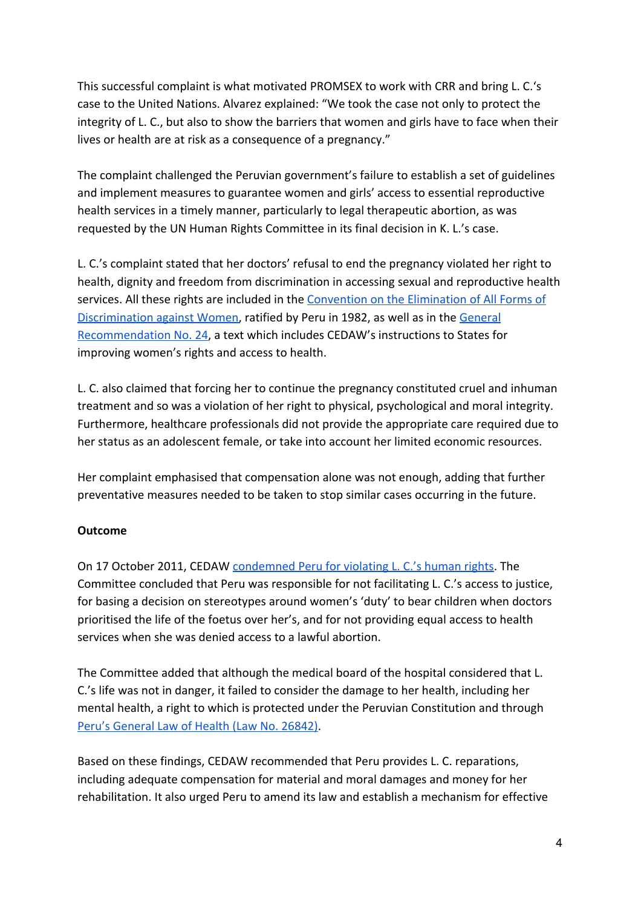This successful complaint is what motivated PROMSEX to work with CRR and bring L. C.'s case to the United Nations. Alvarez explained: "We took the case not only to protect the integrity of L. C., but also to show the barriers that women and girls have to face when their lives or health are at risk as a consequence of a pregnancy."

The complaint challenged the Peruvian government's failure to establish a set of guidelines and implement measures to guarantee women and girls' access to essential reproductive health services in a timely manner, particularly to legal therapeutic abortion, as was requested by the UN Human Rights Committee in its final decision in K. L.'s case.

L. C.'s complaint stated that her doctors' refusal to end the pregnancy violated her right to health, dignity and freedom from discrimination in accessing sexual and reproductive health services. All these rights are included in the Convention on the Elimination of All Forms of Discrimination against Women, ratified by Peru in 1982, as well as in the General Recommendation No. 24, a text which includes CEDAW's instructions to States for improving women's rights and access to health.

L. C. also claimed that forcing her to continue the pregnancy constituted cruel and inhuman treatment and so was a violation of her right to physical, psychological and moral integrity. Furthermore, healthcare professionals did not provide the appropriate care required due to her status as an adolescent female, or take into account her limited economic resources.

Her complaint emphasised that compensation alone was not enough, adding that further preventative measures needed to be taken to stop similar cases occurring in the future.

**Outcome**

On 17 October 2011, CEDAW condemned Peru for violating L. C.'s human rights. The Committee concluded that Peru was responsible for not facilitating L. C.'s access to justice, for basing a decision on stereotypes around women's 'duty' to bear children when doctors prioritised the life of the foetus over her's, and for not providing equal access to health services when she was denied access to a lawful abortion.

The Committee added that although the medical board of the hospital considered that L. C.'s life was not in danger, it failed to consider the damage to her health, including her mental health, a right to which is protected under the Peruvian Constitution and through Peru's General Law of Health (Law No. 26842).

Based on these findings, CEDAW recommended that Peru provides L. C. reparations, including adequate compensation for material and moral damages and money for her rehabilitation. It also urged Peru to amend its law and establish a mechanism for effective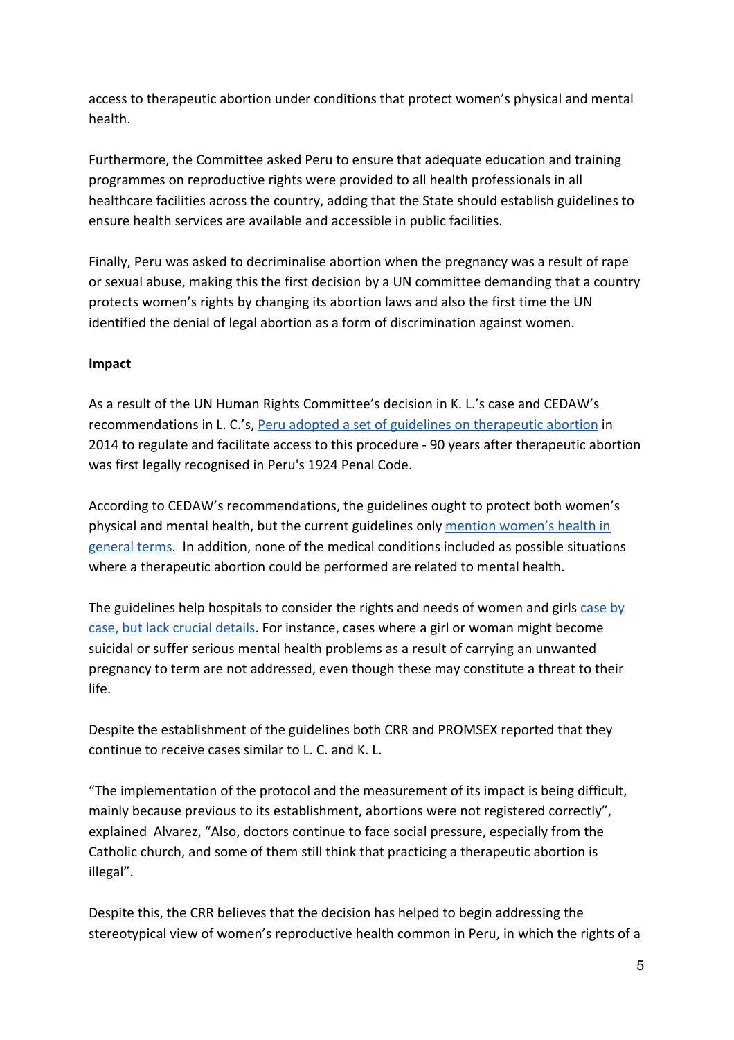access to therapeutic abortion under conditions that protect women's physical and mental health.

Furthermore, the Committee asked Peru to ensure that adequate education and training programmes on reproductive rights were provided to all health professionals in all healthcare facilities across the country, adding that the State should establish guidelines to ensure health services are available and accessible in public facilities.

Finally, Peru was asked to decriminalise abortion when the pregnancy was a result of rape or sexual abuse, making this the first decision by a UN committee demanding that a country protects women's rights by changing its abortion laws and also the first time the UN identified the denial of legal abortion as a form of discrimination against women.

**Impact**

As a result of the UN Human Rights Committee's decision in K. L.'s case and CEDAW's recommendations in L. C.'s, Peru adopted a set of guidelines on therapeutic abortion in 2014 to regulate and facilitate access to this procedure - 90 years after therapeutic abortion was first legally recognised in Peru's 1924 Penal Code.

According to CEDAW's recommendations, the guidelines ought to protect both women's physical and mental health, but the current guidelines only mention women's health in general terms. In addition, none of the medical conditions included as possible situations where a therapeutic abortion could be performed are related to mental health.

The guidelines help hospitals to consider the rights and needs of women and girls case by case, but lack crucial details. For instance, cases where a girl or woman might become suicidal or suffer serious mental health problems as a result of carrying an unwanted pregnancy to term are not addressed, even though these may constitute a threat to their life.

Despite the establishment of the guidelines both CRR and PROMSEX reported that they continue to receive cases similar to L. C. and K. L.

"The implementation of the protocol and the measurement of its impact is being difficult, mainly because previous to its establishment, abortions were not registered correctly", explained Alvarez, "Also, doctors continue to face social pressure, especially from the Catholic church, and some of them still think that practicing a therapeutic abortion is illegal".

Despite this, the CRR believes that the decision has helped to begin addressing the stereotypical view of women's reproductive health common in Peru, in which the rights of a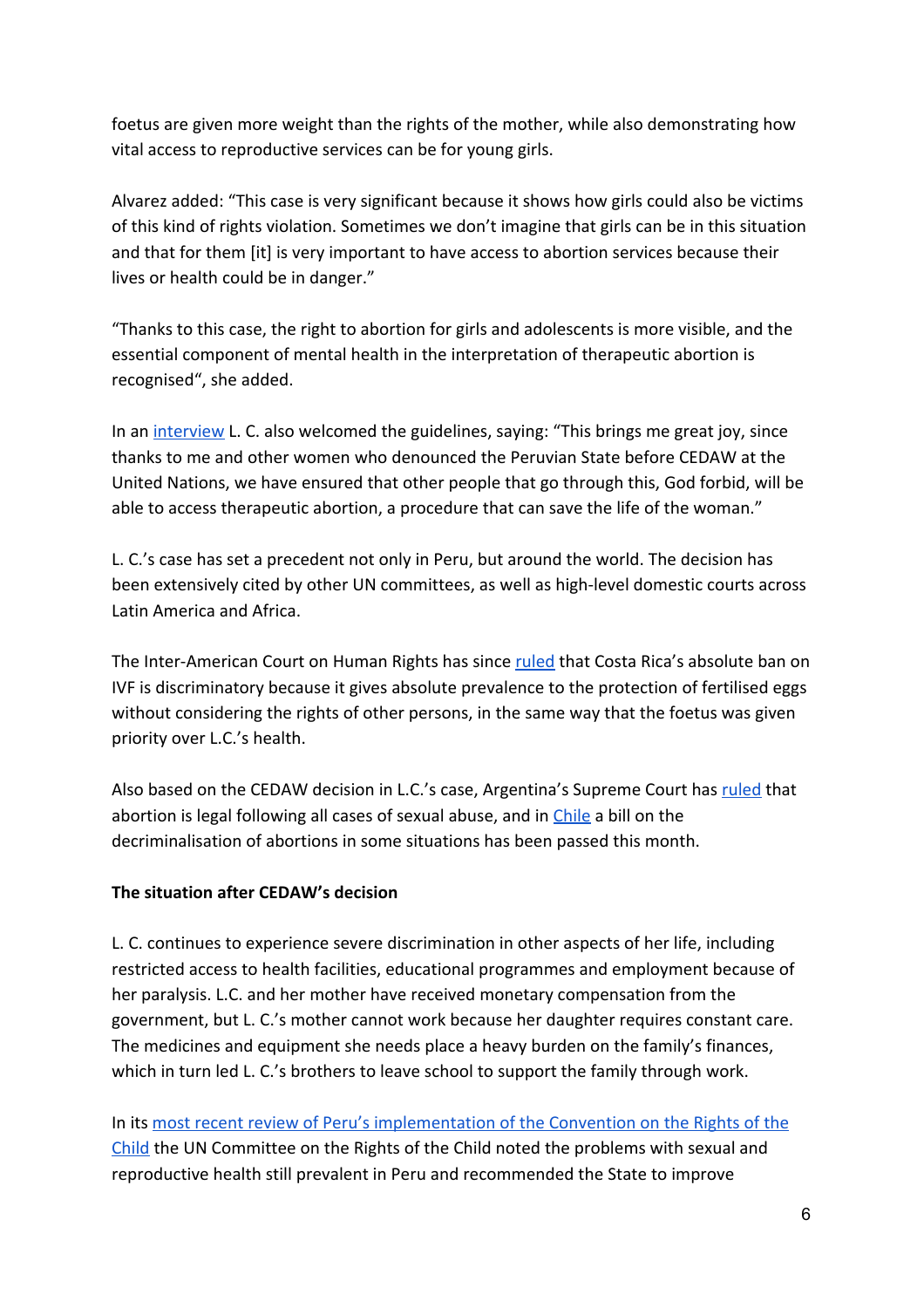foetus are given more weight than the rights of the mother, while also demonstrating how vital access to reproductive services can be for young girls.

Alvarez added: "This case is very significant because it shows how girls could also be victims of this kind of rights violation. Sometimes we don't imagine that girls can be in this situation and that for them [it] is very important to have access to abortion services because their lives or health could be in danger."

"Thanks to this case, the right to abortion for girls and adolescents is more visible, and the essential component of mental health in the interpretation of therapeutic abortion is recognised", she added.

In an interview L. C. also welcomed the guidelines, saying: "This brings me great joy, since thanks to me and other women who denounced the Peruvian State before CEDAW at the United Nations, we have ensured that other people that go through this, God forbid, will be able to access therapeutic abortion, a procedure that can save the life of the woman."

L. C.'s case has set a precedent not only in Peru, but around the world. The decision has been extensively cited by other UN committees, as well as high-level domestic courts across Latin America and Africa.

The Inter-American Court on Human Rights has since ruled that Costa Rica's absolute ban on IVF is discriminatory because it gives absolute prevalence to the protection of fertilised eggs without considering the rights of other persons, in the same way that the foetus was given priority over L.C.'s health.

Also based on the CEDAW decision in L.C.'s case, Argentina's Supreme Court has ruled that abortion is legal following all cases of sexual abuse, and in Chile a bill on the decriminalisation of abortions in some situations has been passed this month.

**The situation after CEDAW's decision**

L. C. continues to experience severe discrimination in other aspects of her life, including restricted access to health facilities, educational programmes and employment because of her paralysis. L.C. and her mother have received monetary compensation from the government, but L. C.'s mother cannot work because her daughter requires constant care. The medicines and equipment she needs place a heavy burden on the family's finances, which in turn led L. C.'s brothers to leave school to support the family through work.

In its most recent review of Peru's implementation of the Convention on the Rights of the Child the UN Committee on the Rights of the Child noted the problems with sexual and reproductive health still prevalent in Peru and recommended the State to improve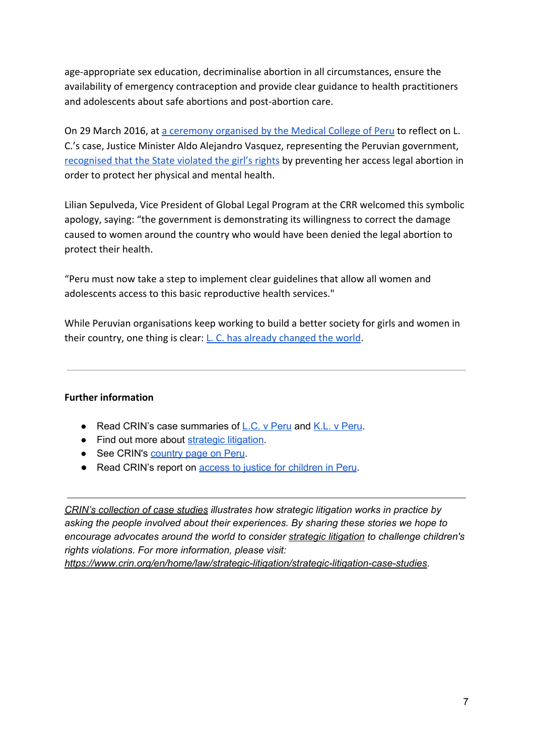age-appropriate sex education, decriminalise abortion in all circumstances, ensure the availability of emergency contraception and provide clear guidance to health practitioners and adolescents about safe abortions and post-abortion care.

On 29 March 2016, at a ceremony organised by the Medical College of Peru to reflect on L. C.'s case, Justice Minister Aldo Alejandro Vasquez, representing the Peruvian government, recognised that the State violated the girl's rights by preventing her access legal abortion in order to protect her physical and mental health.

Lilian Sepulveda, Vice President of Global Legal Program at the CRR welcomed this symbolic apology, saying: "the government is demonstrating its willingness to correct the damage caused to women around the country who would have been denied the legal abortion to protect their health.

"Peru must now take a step to implement clear guidelines that allow all women and adolescents access to this basic reproductive health services."

While Peruvian organisations keep working to build a better society for girls and women in their country, one thing is clear: L. C. has already changed the world.

---

**Further information**

- Read CRIN's case summaries of L.C. v Peru and K.L. v Peru.
- Find out more about strategic litigation.
- See CRIN's country page on Peru.
- Read CRIN's report on access to justice for children in Peru.

---

*CRIN's collection of case studies illustrates how strategic litigation works in practice by asking the people involved about their experiences. By sharing these stories we hope to encourage advocates around the world to consider strategic litigation to challenge children's rights violations. For more information, please visit: https://www.crin.org/en/home/law/strategic-litigation/strategic-litigation-case-studies.*